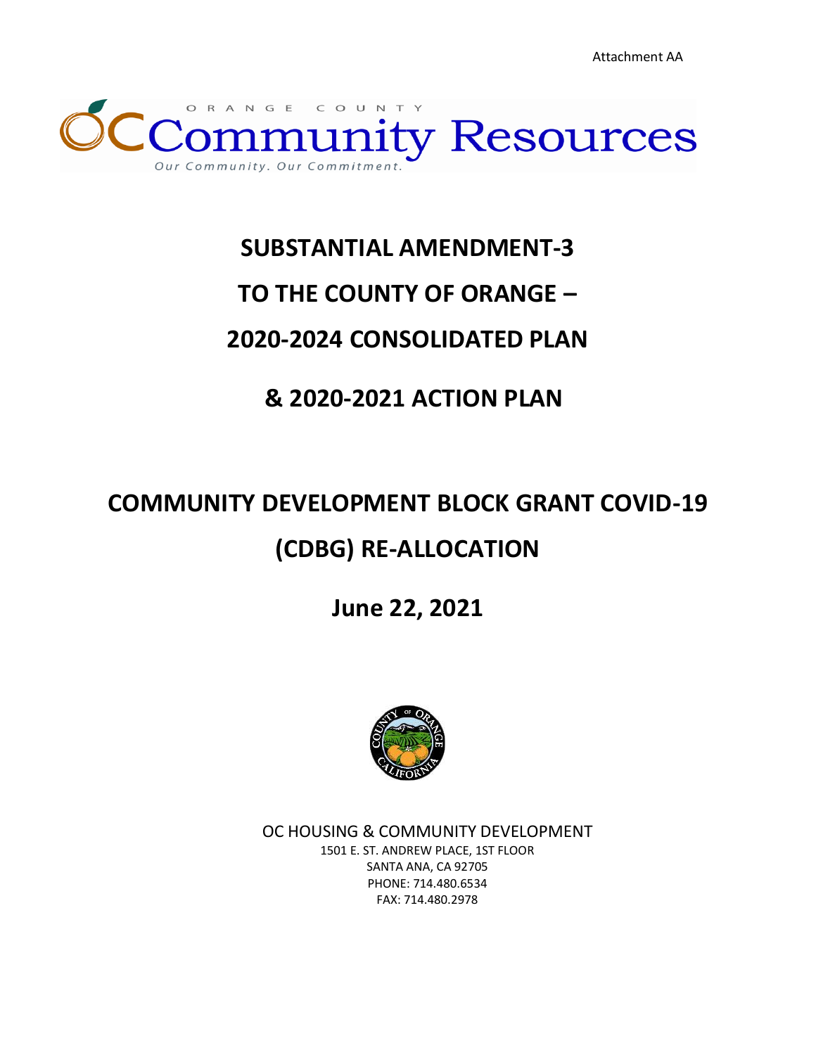Attachment AA

ORANGE COUNTY Community Resources

*Our Community. Our Commitment.*

# SUBSTANTIAL AMENDMENT-3

# TO THE COUNTY OF ORANGE –

# 2020-2024 CONSOLIDATED PLAN

# & 2020-2021 ACTION PLAN

# COMMUNITY DEVELOPMENT BLOCK GRANT COVID-19

# (CDBG) RE-ALLOCATION

## June 22, 2021

OC HOUSING & COMMUNITY DEVELOPMENT
1501 E. ST. ANDREW PLACE, 1ST FLOOR
SANTA ANA, CA 92705
PHONE: 714.480.6534
FAX: 714.480.2978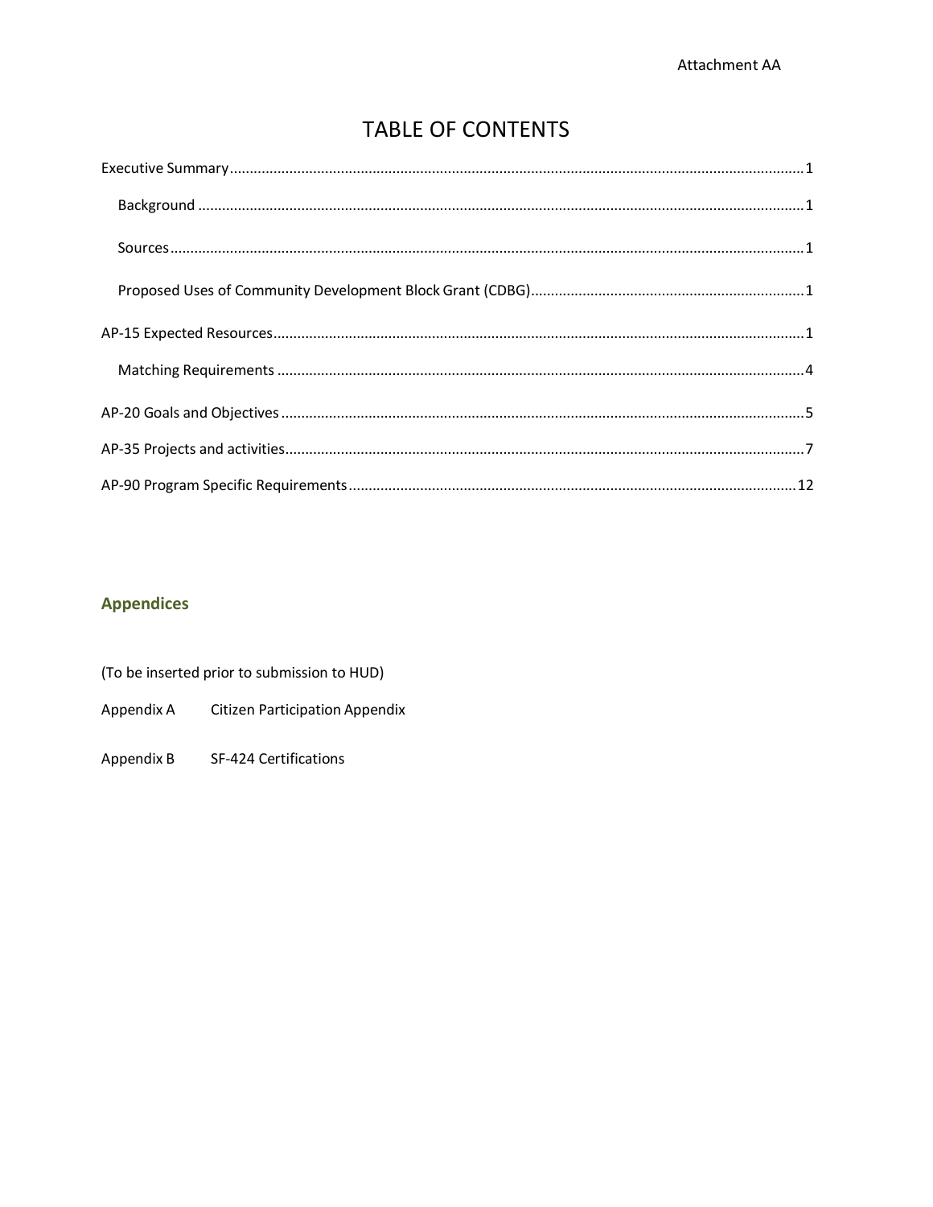Attachment AA

# TABLE OF CONTENTS

- Executive Summary ........ 1
  - Background ........ 1
  - Sources ........ 1
  - Proposed Uses of Community Development Block Grant (CDBG) ........ 1
- AP-15 Expected Resources ........ 1
  - Matching Requirements ........ 4
- AP-20 Goals and Objectives ........ 5
- AP-35 Projects and activities ........ 7
- AP-90 Program Specific Requirements ........ 12

## Appendices

(To be inserted prior to submission to HUD)

Appendix A     Citizen Participation Appendix

Appendix B     SF-424 Certifications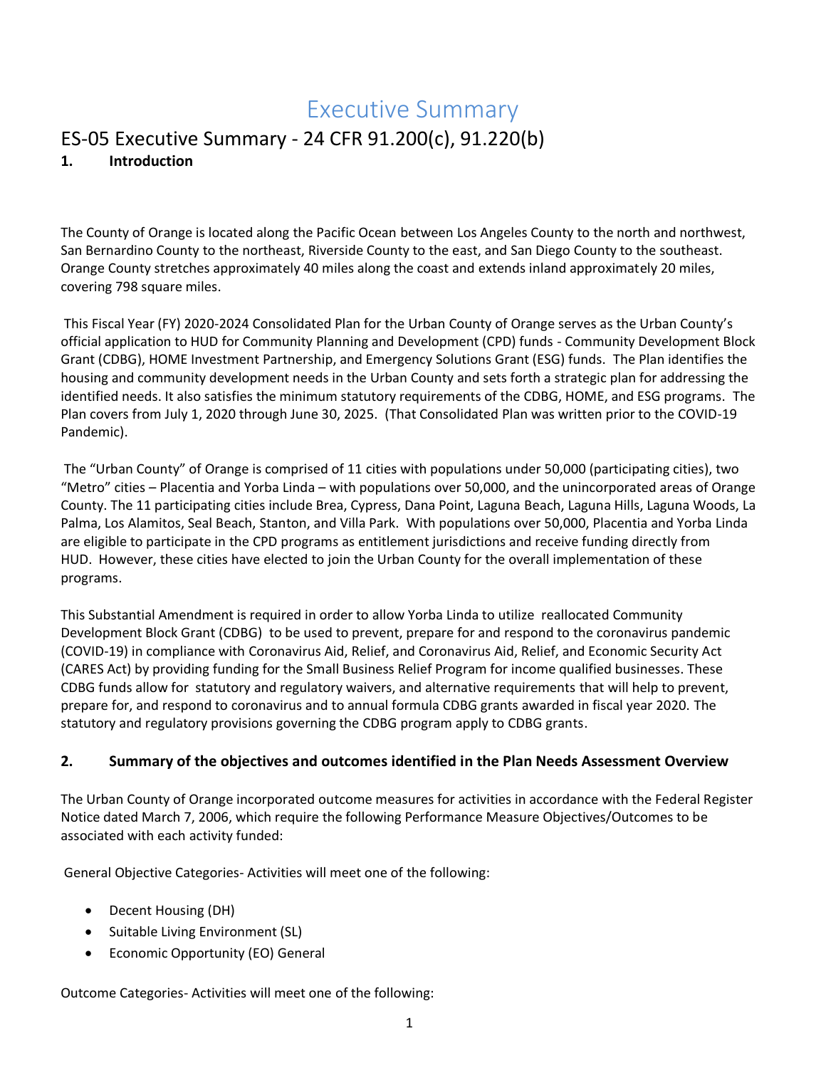# Executive Summary

## ES-05 Executive Summary - 24 CFR 91.200(c), 91.220(b)

### 1. Introduction

The County of Orange is located along the Pacific Ocean between Los Angeles County to the north and northwest, San Bernardino County to the northeast, Riverside County to the east, and San Diego County to the southeast. Orange County stretches approximately 40 miles along the coast and extends inland approximately 20 miles, covering 798 square miles.

This Fiscal Year (FY) 2020-2024 Consolidated Plan for the Urban County of Orange serves as the Urban County's official application to HUD for Community Planning and Development (CPD) funds - Community Development Block Grant (CDBG), HOME Investment Partnership, and Emergency Solutions Grant (ESG) funds. The Plan identifies the housing and community development needs in the Urban County and sets forth a strategic plan for addressing the identified needs. It also satisfies the minimum statutory requirements of the CDBG, HOME, and ESG programs. The Plan covers from July 1, 2020 through June 30, 2025. (That Consolidated Plan was written prior to the COVID-19 Pandemic).

The "Urban County" of Orange is comprised of 11 cities with populations under 50,000 (participating cities), two "Metro" cities – Placentia and Yorba Linda – with populations over 50,000, and the unincorporated areas of Orange County. The 11 participating cities include Brea, Cypress, Dana Point, Laguna Beach, Laguna Hills, Laguna Woods, La Palma, Los Alamitos, Seal Beach, Stanton, and Villa Park. With populations over 50,000, Placentia and Yorba Linda are eligible to participate in the CPD programs as entitlement jurisdictions and receive funding directly from HUD. However, these cities have elected to join the Urban County for the overall implementation of these programs.

This Substantial Amendment is required in order to allow Yorba Linda to utilize reallocated Community Development Block Grant (CDBG) to be used to prevent, prepare for and respond to the coronavirus pandemic (COVID-19) in compliance with Coronavirus Aid, Relief, and Coronavirus Aid, Relief, and Economic Security Act (CARES Act) by providing funding for the Small Business Relief Program for income qualified businesses. These CDBG funds allow for statutory and regulatory waivers, and alternative requirements that will help to prevent, prepare for, and respond to coronavirus and to annual formula CDBG grants awarded in fiscal year 2020. The statutory and regulatory provisions governing the CDBG program apply to CDBG grants.

### 2. Summary of the objectives and outcomes identified in the Plan Needs Assessment Overview

The Urban County of Orange incorporated outcome measures for activities in accordance with the Federal Register Notice dated March 7, 2006, which require the following Performance Measure Objectives/Outcomes to be associated with each activity funded:

General Objective Categories- Activities will meet one of the following:

- Decent Housing (DH)
- Suitable Living Environment (SL)
- Economic Opportunity (EO) General

Outcome Categories- Activities will meet one of the following: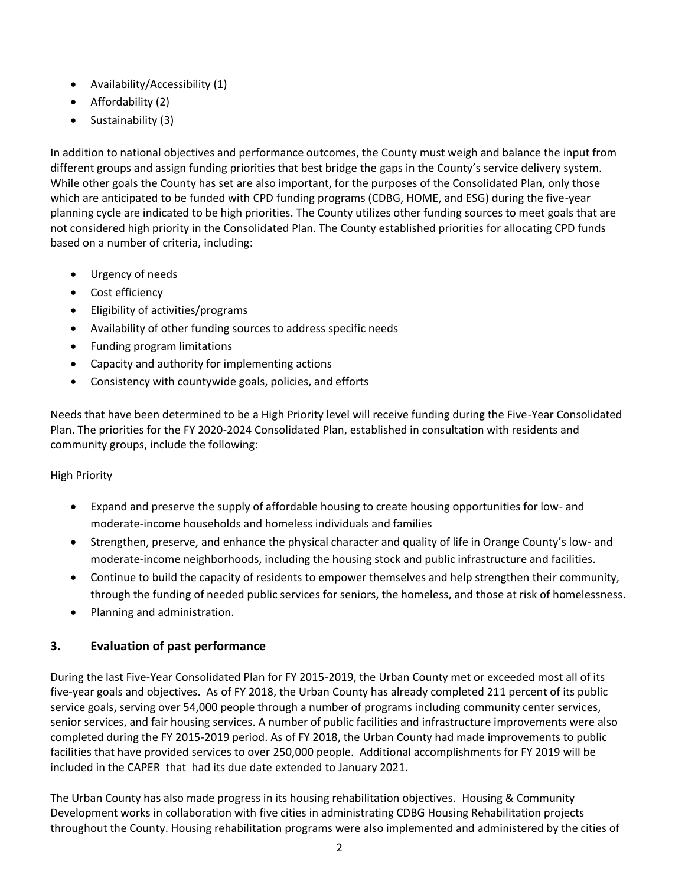- Availability/Accessibility (1)
- Affordability (2)
- Sustainability (3)

In addition to national objectives and performance outcomes, the County must weigh and balance the input from different groups and assign funding priorities that best bridge the gaps in the County's service delivery system. While other goals the County has set are also important, for the purposes of the Consolidated Plan, only those which are anticipated to be funded with CPD funding programs (CDBG, HOME, and ESG) during the five-year planning cycle are indicated to be high priorities. The County utilizes other funding sources to meet goals that are not considered high priority in the Consolidated Plan. The County established priorities for allocating CPD funds based on a number of criteria, including:

- Urgency of needs
- Cost efficiency
- Eligibility of activities/programs
- Availability of other funding sources to address specific needs
- Funding program limitations
- Capacity and authority for implementing actions
- Consistency with countywide goals, policies, and efforts

Needs that have been determined to be a High Priority level will receive funding during the Five-Year Consolidated Plan. The priorities for the FY 2020-2024 Consolidated Plan, established in consultation with residents and community groups, include the following:

High Priority

- Expand and preserve the supply of affordable housing to create housing opportunities for low- and moderate-income households and homeless individuals and families
- Strengthen, preserve, and enhance the physical character and quality of life in Orange County's low- and moderate-income neighborhoods, including the housing stock and public infrastructure and facilities.
- Continue to build the capacity of residents to empower themselves and help strengthen their community, through the funding of needed public services for seniors, the homeless, and those at risk of homelessness.
- Planning and administration.

## 3. Evaluation of past performance

During the last Five-Year Consolidated Plan for FY 2015-2019, the Urban County met or exceeded most all of its five-year goals and objectives. As of FY 2018, the Urban County has already completed 211 percent of its public service goals, serving over 54,000 people through a number of programs including community center services, senior services, and fair housing services. A number of public facilities and infrastructure improvements were also completed during the FY 2015-2019 period. As of FY 2018, the Urban County had made improvements to public facilities that have provided services to over 250,000 people. Additional accomplishments for FY 2019 will be included in the CAPER that had its due date extended to January 2021.

The Urban County has also made progress in its housing rehabilitation objectives. Housing & Community Development works in collaboration with five cities in administrating CDBG Housing Rehabilitation projects throughout the County. Housing rehabilitation programs were also implemented and administered by the cities of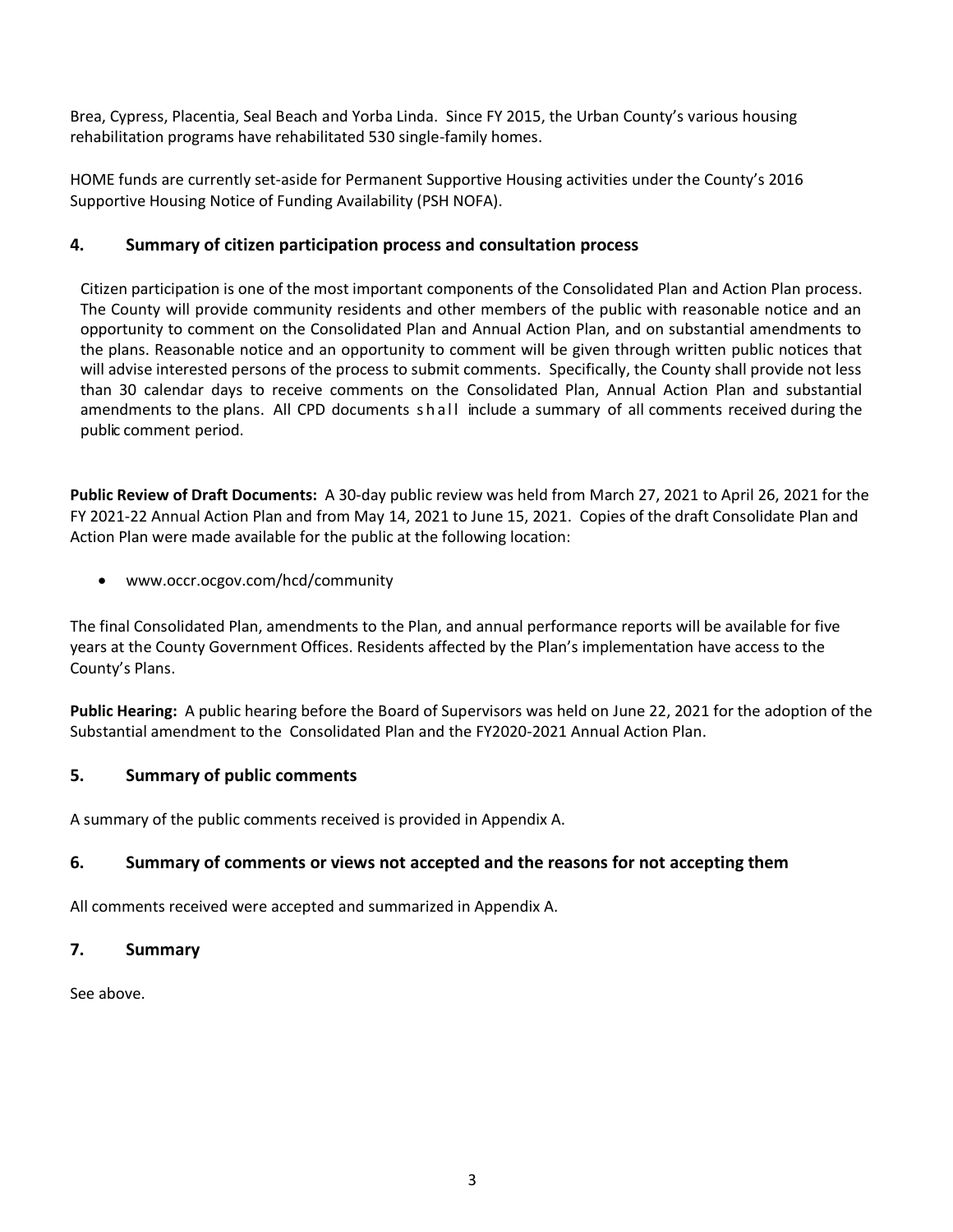Brea, Cypress, Placentia, Seal Beach and Yorba Linda. Since FY 2015, the Urban County's various housing rehabilitation programs have rehabilitated 530 single-family homes.

HOME funds are currently set-aside for Permanent Supportive Housing activities under the County's 2016 Supportive Housing Notice of Funding Availability (PSH NOFA).

## 4. Summary of citizen participation process and consultation process

Citizen participation is one of the most important components of the Consolidated Plan and Action Plan process. The County will provide community residents and other members of the public with reasonable notice and an opportunity to comment on the Consolidated Plan and Annual Action Plan, and on substantial amendments to the plans. Reasonable notice and an opportunity to comment will be given through written public notices that will advise interested persons of the process to submit comments. Specifically, the County shall provide not less than 30 calendar days to receive comments on the Consolidated Plan, Annual Action Plan and substantial amendments to the plans. All CPD documents shall include a summary of all comments received during the public comment period.

**Public Review of Draft Documents:** A 30-day public review was held from March 27, 2021 to April 26, 2021 for the FY 2021-22 Annual Action Plan and from May 14, 2021 to June 15, 2021. Copies of the draft Consolidate Plan and Action Plan were made available for the public at the following location:

- www.occr.ocgov.com/hcd/community

The final Consolidated Plan, amendments to the Plan, and annual performance reports will be available for five years at the County Government Offices. Residents affected by the Plan's implementation have access to the County's Plans.

**Public Hearing:** A public hearing before the Board of Supervisors was held on June 22, 2021 for the adoption of the Substantial amendment to the Consolidated Plan and the FY2020-2021 Annual Action Plan.

## 5. Summary of public comments

A summary of the public comments received is provided in Appendix A.

## 6. Summary of comments or views not accepted and the reasons for not accepting them

All comments received were accepted and summarized in Appendix A.

## 7. Summary

See above.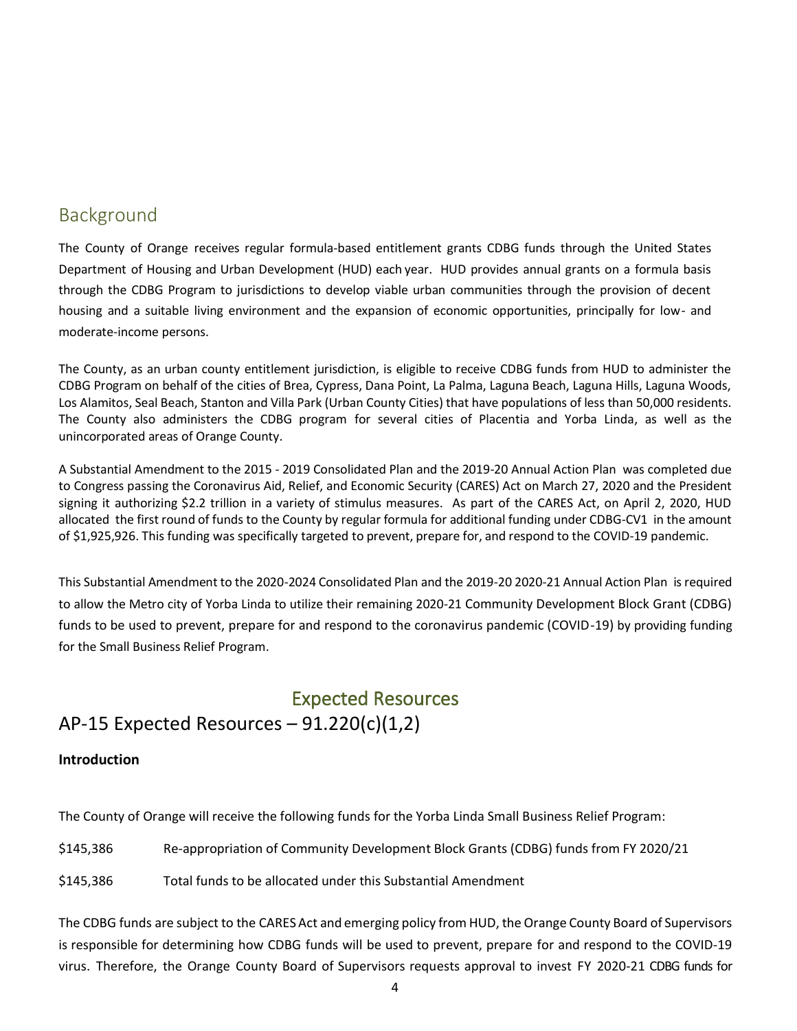## Background

The County of Orange receives regular formula-based entitlement grants CDBG funds through the United States Department of Housing and Urban Development (HUD) each year. HUD provides annual grants on a formula basis through the CDBG Program to jurisdictions to develop viable urban communities through the provision of decent housing and a suitable living environment and the expansion of economic opportunities, principally for low- and moderate-income persons.

The County, as an urban county entitlement jurisdiction, is eligible to receive CDBG funds from HUD to administer the CDBG Program on behalf of the cities of Brea, Cypress, Dana Point, La Palma, Laguna Beach, Laguna Hills, Laguna Woods, Los Alamitos, Seal Beach, Stanton and Villa Park (Urban County Cities) that have populations of less than 50,000 residents. The County also administers the CDBG program for several cities of Placentia and Yorba Linda, as well as the unincorporated areas of Orange County.

A Substantial Amendment to the 2015 - 2019 Consolidated Plan and the 2019-20 Annual Action Plan was completed due to Congress passing the Coronavirus Aid, Relief, and Economic Security (CARES) Act on March 27, 2020 and the President signing it authorizing $2.2 trillion in a variety of stimulus measures. As part of the CARES Act, on April 2, 2020, HUD allocated the first round of funds to the County by regular formula for additional funding under CDBG-CV1 in the amount of $1,925,926. This funding was specifically targeted to prevent, prepare for, and respond to the COVID-19 pandemic.

This Substantial Amendment to the 2020-2024 Consolidated Plan and the 2019-20 2020-21 Annual Action Plan is required to allow the Metro city of Yorba Linda to utilize their remaining 2020-21 Community Development Block Grant (CDBG) funds to be used to prevent, prepare for and respond to the coronavirus pandemic (COVID-19) by providing funding for the Small Business Relief Program.

## Expected Resources

## AP-15 Expected Resources – 91.220(c)(1,2)

**Introduction**

The County of Orange will receive the following funds for the Yorba Linda Small Business Relief Program:

$145,386 Re-appropriation of Community Development Block Grants (CDBG) funds from FY 2020/21

$145,386 Total funds to be allocated under this Substantial Amendment

The CDBG funds are subject to the CARES Act and emerging policy from HUD, the Orange County Board of Supervisors is responsible for determining how CDBG funds will be used to prevent, prepare for and respond to the COVID-19 virus. Therefore, the Orange County Board of Supervisors requests approval to invest FY 2020-21 CDBG funds for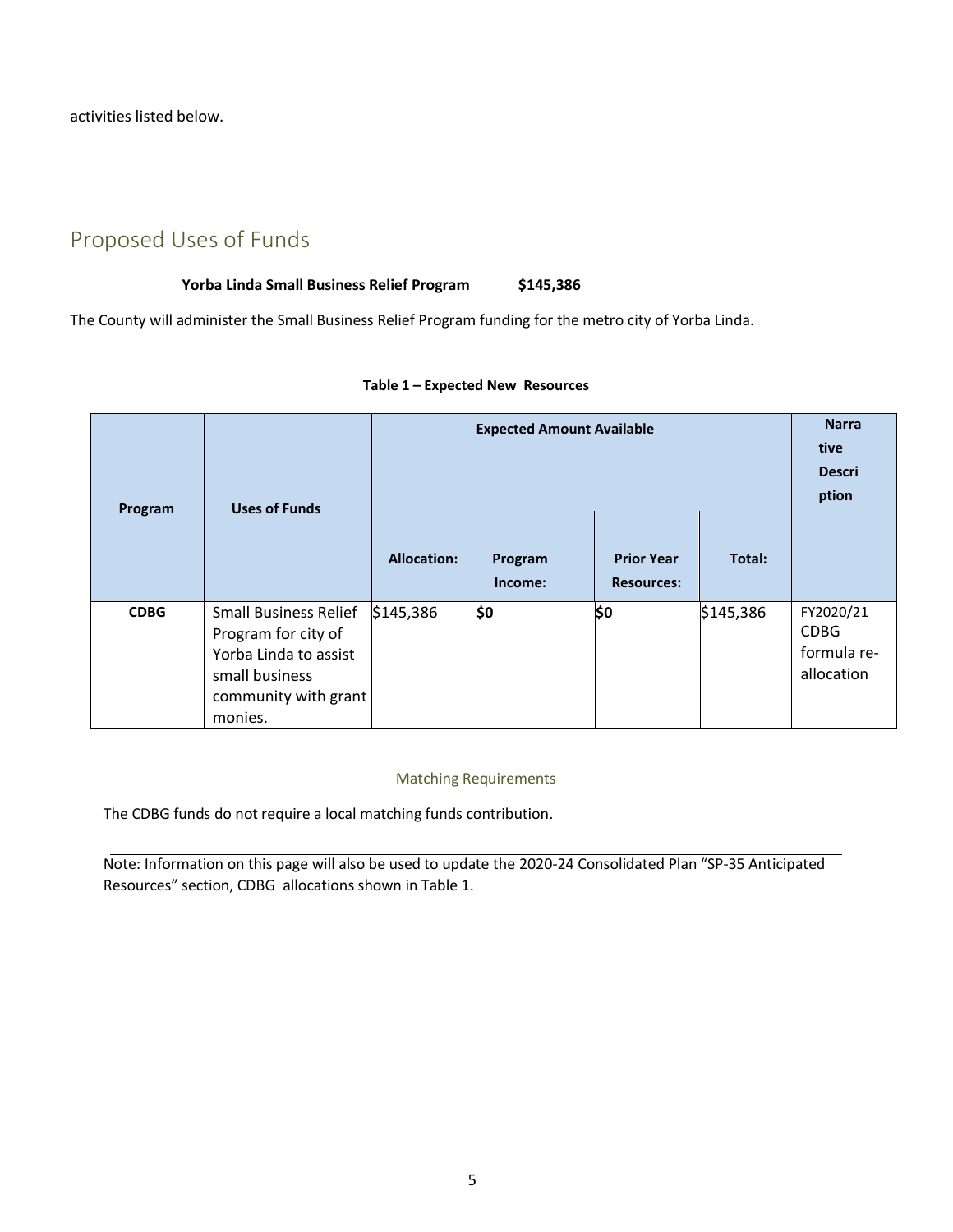activities listed below.

## Proposed Uses of Funds

**Yorba Linda Small Business Relief Program $145,386**

The County will administer the Small Business Relief Program funding for the metro city of Yorba Linda.

**Table 1 – Expected New Resources**

| Program | Uses of Funds | Expected Amount Available | | | | Narrative Description |
|---|---|---|---|---|---|---|
| | | Allocation: | Program Income: | Prior Year Resources: | Total: | |
| **CDBG** | Small Business Relief Program for city of Yorba Linda to assist small business community with grant monies. | $145,386 | $0 | $0 | $145,386 | FY2020/21 CDBG formula re-allocation |

### Matching Requirements

The CDBG funds do not require a local matching funds contribution.

Note: Information on this page will also be used to update the 2020-24 Consolidated Plan "SP-35 Anticipated Resources" section, CDBG allocations shown in Table 1.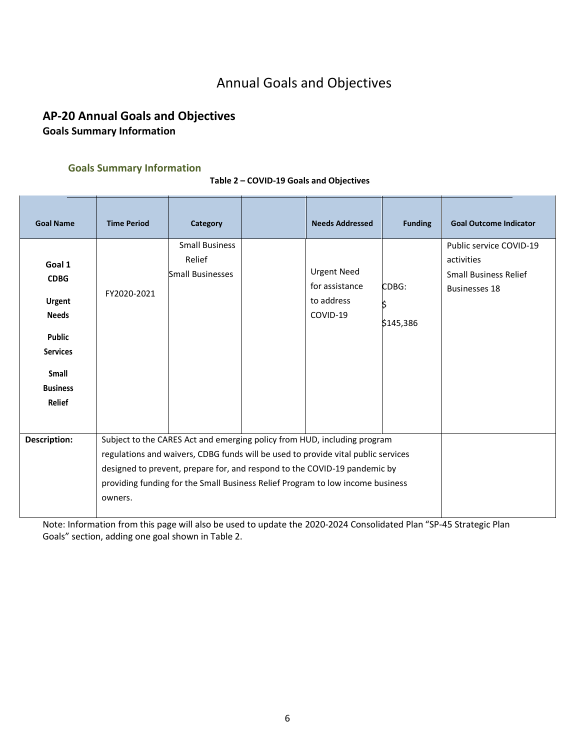# Annual Goals and Objectives

## AP-20 Annual Goals and Objectives

### Goals Summary Information

#### Goals Summary Information

**Table 2 – COVID-19 Goals and Objectives**

| Goal Name | Time Period | Category | | Needs Addressed | Funding | Goal Outcome Indicator |
|---|---|---|---|---|---|---|
| **Goal 1 CDBG Urgent Needs Public Services Small Business Relief** | FY2020-2021 | Small Business Relief Small Businesses | | Urgent Need for assistance to address COVID-19 | CDBG: $ $145,386 | Public service COVID-19 activities Small Business Relief Businesses 18 |
| **Description:** | Subject to the CARES Act and emerging policy from HUD, including program regulations and waivers, CDBG funds will be used to provide vital public services designed to prevent, prepare for, and respond to the COVID-19 pandemic by providing funding for the Small Business Relief Program to low income business owners. | | | | | |

Note: Information from this page will also be used to update the 2020-2024 Consolidated Plan "SP-45 Strategic Plan Goals" section, adding one goal shown in Table 2.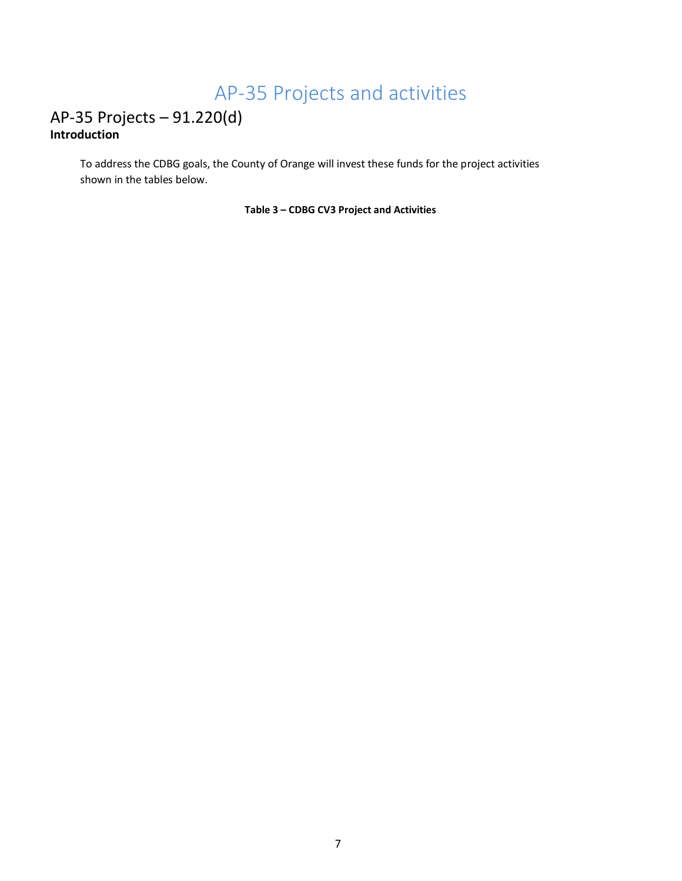# AP-35 Projects and activities

## AP-35 Projects – 91.220(d)

**Introduction**

To address the CDBG goals, the County of Orange will invest these funds for the project activities shown in the tables below.

**Table 3 – CDBG CV3 Project and Activities**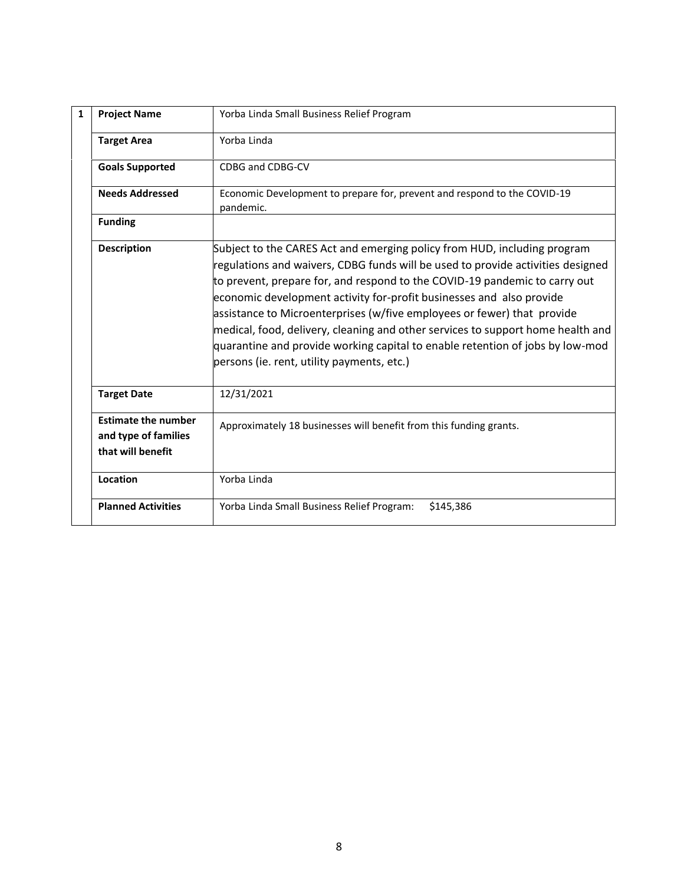| 1 | Project Name | Yorba Linda Small Business Relief Program |
|---|---|---|
| | Target Area | Yorba Linda |
| | Goals Supported | CDBG and CDBG-CV |
| | Needs Addressed | Economic Development to prepare for, prevent and respond to the COVID-19 pandemic. |
| | Funding | |
| | Description | Subject to the CARES Act and emerging policy from HUD, including program regulations and waivers, CDBG funds will be used to provide activities designed to prevent, prepare for, and respond to the COVID-19 pandemic to carry out economic development activity for-profit businesses and also provide assistance to Microenterprises (w/five employees or fewer) that provide medical, food, delivery, cleaning and other services to support home health and quarantine and provide working capital to enable retention of jobs by low-mod persons (ie. rent, utility payments, etc.) |
| | Target Date | 12/31/2021 |
| | Estimate the number and type of families that will benefit | Approximately 18 businesses will benefit from this funding grants. |
| | Location | Yorba Linda |
| | Planned Activities | Yorba Linda Small Business Relief Program: $145,386 |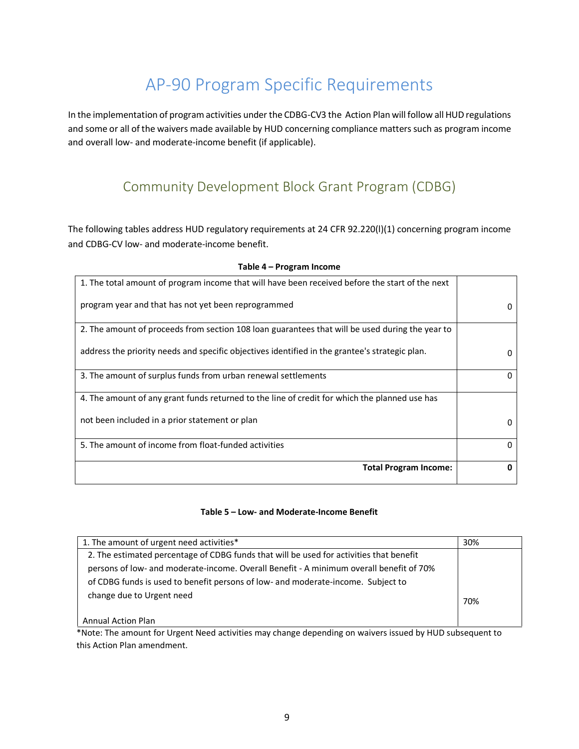# AP-90 Program Specific Requirements

In the implementation of program activities under the CDBG-CV3 the Action Plan will follow all HUD regulations and some or all of the waivers made available by HUD concerning compliance matters such as program income and overall low- and moderate-income benefit (if applicable).

## Community Development Block Grant Program (CDBG)

The following tables address HUD regulatory requirements at 24 CFR 92.220(l)(1) concerning program income and CDBG-CV low- and moderate-income benefit.

**Table 4 – Program Income**

| | |
|---|---|
| 1. The total amount of program income that will have been received before the start of the next program year and that has not yet been reprogrammed | 0 |
| 2. The amount of proceeds from section 108 loan guarantees that will be used during the year to address the priority needs and specific objectives identified in the grantee's strategic plan. | 0 |
| 3. The amount of surplus funds from urban renewal settlements | 0 |
| 4. The amount of any grant funds returned to the line of credit for which the planned use has not been included in a prior statement or plan | 0 |
| 5. The amount of income from float-funded activities | 0 |
| **Total Program Income:** | **0** |

**Table 5 – Low- and Moderate-Income Benefit**

| | |
|---|---|
| 1. The amount of urgent need activities* | 30% |
| 2. The estimated percentage of CDBG funds that will be used for activities that benefit persons of low- and moderate-income. Overall Benefit - A minimum overall benefit of 70% of CDBG funds is used to benefit persons of low- and moderate-income. Subject to change due to Urgent need<br><br>Annual Action Plan | 70% |

*Note: The amount for Urgent Need activities may change depending on waivers issued by HUD subsequent to this Action Plan amendment.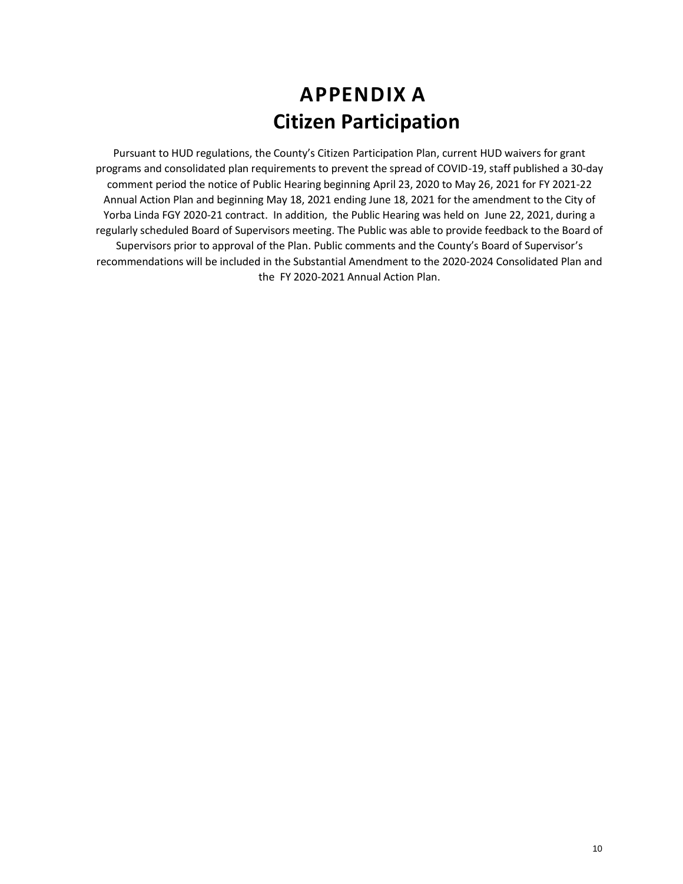# APPENDIX A
# Citizen Participation

Pursuant to HUD regulations, the County's Citizen Participation Plan, current HUD waivers for grant programs and consolidated plan requirements to prevent the spread of COVID-19, staff published a 30-day comment period the notice of Public Hearing beginning April 23, 2020 to May 26, 2021 for FY 2021-22 Annual Action Plan and beginning May 18, 2021 ending June 18, 2021 for the amendment to the City of Yorba Linda FGY 2020-21 contract. In addition, the Public Hearing was held on June 22, 2021, during a regularly scheduled Board of Supervisors meeting. The Public was able to provide feedback to the Board of Supervisors prior to approval of the Plan. Public comments and the County's Board of Supervisor's recommendations will be included in the Substantial Amendment to the 2020-2024 Consolidated Plan and the FY 2020-2021 Annual Action Plan.